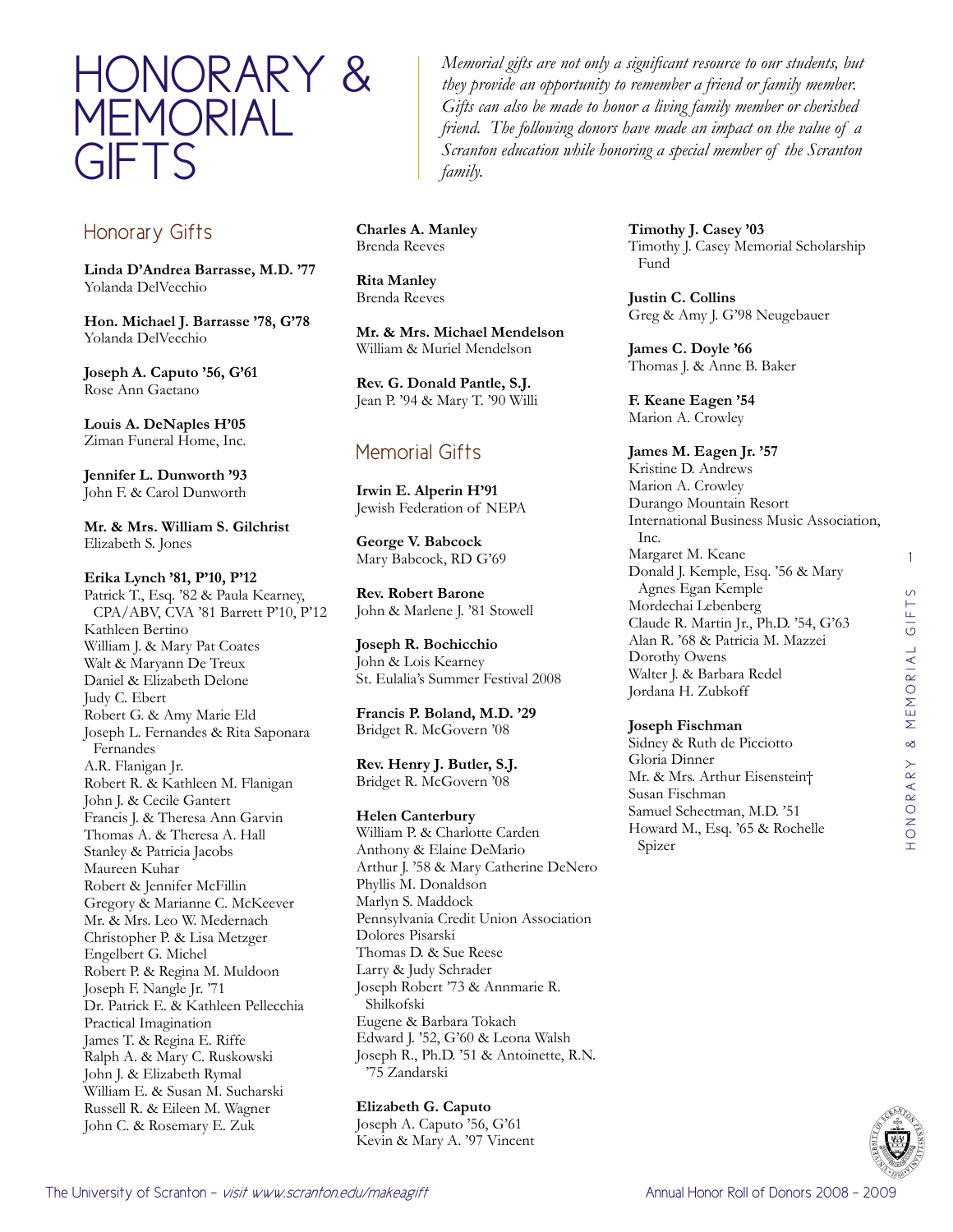# HONORARY & MEMORIAL GIFTS

*Memorial gifts are not only a significant resource to our students, but they provide an opportunity to remember a friend or family member. Gifts can also be made to honor a living family member or cherished friend. The following donors have made an impact on the value of a Scranton education while honoring a special member of the Scranton family.*

## Honorary Gifts

**Linda D'Andrea Barrasse, M.D. '77**
Yolanda DelVecchio

**Hon. Michael J. Barrasse '78, G'78**
Yolanda DelVecchio

**Joseph A. Caputo '56, G'61**
Rose Ann Gaetano

**Louis A. DeNaples H'05**
Ziman Funeral Home, Inc.

**Jennifer L. Dunworth '93**
John F. & Carol Dunworth

**Mr. & Mrs. William S. Gilchrist**
Elizabeth S. Jones

**Erika Lynch '81, P'10, P'12**
Patrick T., Esq. '82 & Paula Kearney, CPA/ABV, CVA '81 Barrett P'10, P'12
Kathleen Bertino
William J. & Mary Pat Coates
Walt & Maryann De Treux
Daniel & Elizabeth Delone
Judy C. Ebert
Robert G. & Amy Marie Eld
Joseph L. Fernandes & Rita Saponara Fernandes
A.R. Flanigan Jr.
Robert R. & Kathleen M. Flanigan
John J. & Cecile Gantert
Francis J. & Theresa Ann Garvin
Thomas A. & Theresa A. Hall
Stanley & Patricia Jacobs
Maureen Kuhar
Robert & Jennifer McFillin
Gregory & Marianne C. McKeever
Mr. & Mrs. Leo W. Medernach
Christopher P. & Lisa Metzger
Engelbert G. Michel
Robert P. & Regina M. Muldoon
Joseph F. Nangle Jr. '71
Dr. Patrick E. & Kathleen Pellecchia
Practical Imagination
James T. & Regina E. Riffe
Ralph A. & Mary C. Ruskowski
John J. & Elizabeth Rymal
William E. & Susan M. Sucharski
Russell R. & Eileen M. Wagner
John C. & Rosemary E. Zuk

**Charles A. Manley**
Brenda Reeves

**Rita Manley**
Brenda Reeves

**Mr. & Mrs. Michael Mendelson**
William & Muriel Mendelson

**Rev. G. Donald Pantle, S.J.**
Jean P. '94 & Mary T. '90 Willi

## Memorial Gifts

**Irwin E. Alperin H'91**
Jewish Federation of NEPA

**George V. Babcock**
Mary Babcock, RD G'69

**Rev. Robert Barone**
John & Marlene J. '81 Stowell

**Joseph R. Bochicchio**
John & Lois Kearney
St. Eulalia's Summer Festival 2008

**Francis P. Boland, M.D. '29**
Bridget R. McGovern '08

**Rev. Henry J. Butler, S.J.**
Bridget R. McGovern '08

**Helen Canterbury**
William P. & Charlotte Carden
Anthony & Elaine DeMario
Arthur J. '58 & Mary Catherine DeNero
Phyllis M. Donaldson
Marlyn S. Maddock
Pennsylvania Credit Union Association
Dolores Pisarski
Thomas D. & Sue Reese
Larry & Judy Schrader
Joseph Robert '73 & Annmarie R. Shilkofski
Eugene & Barbara Tokach
Edward J. '52, G'60 & Leona Walsh
Joseph R., Ph.D. '51 & Antoinette, R.N. '75 Zandarski

**Elizabeth G. Caputo**
Joseph A. Caputo '56, G'61
Kevin & Mary A. '97 Vincent

**Timothy J. Casey '03**
Timothy J. Casey Memorial Scholarship Fund

**Justin C. Collins**
Greg & Amy J. G'98 Neugebauer

**James C. Doyle '66**
Thomas J. & Anne B. Baker

**F. Keane Eagen '54**
Marion A. Crowley

**James M. Eagen Jr. '57**
Kristine D. Andrews
Marion A. Crowley
Durango Mountain Resort
International Business Music Association, Inc.
Margaret M. Keane
Donald J. Kemple, Esq. '56 & Mary Agnes Egan Kemple
Mordechai Lebenberg
Claude R. Martin Jr., Ph.D. '54, G'63
Alan R. '68 & Patricia M. Mazzei
Dorothy Owens
Walter J. & Barbara Redel
Jordana H. Zubkoff

**Joseph Fischman**
Sidney & Ruth de Picciotto
Gloria Dinner
Mr. & Mrs. Arthur Eisenstein†
Susan Fischman
Samuel Schectman, M.D. '51
Howard M., Esq. '65 & Rochelle Spizer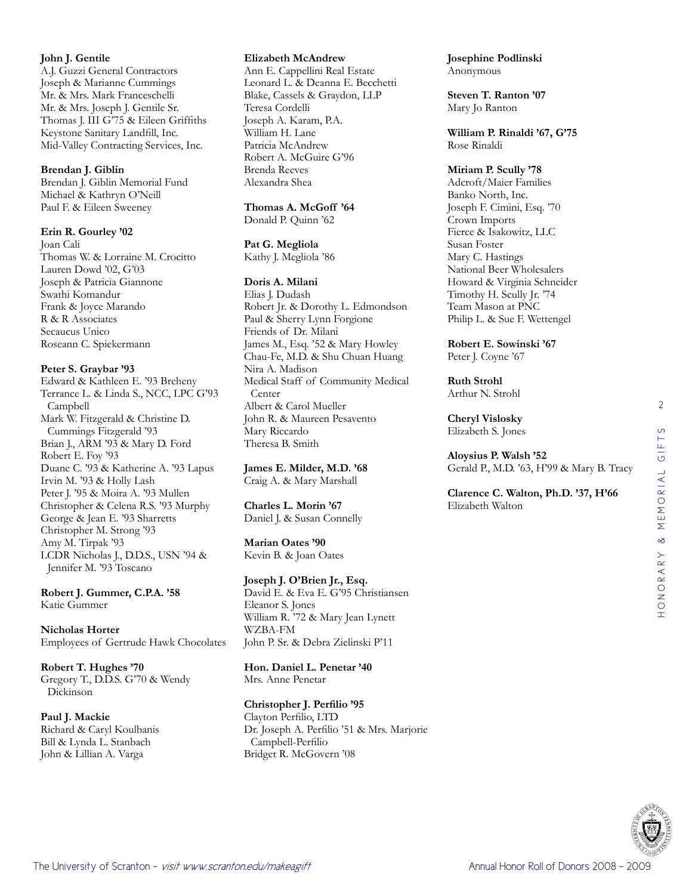**John J. Gentile**
A.J. Guzzi General Contractors
Joseph & Marianne Cummings
Mr. & Mrs. Mark Franceschelli
Mr. & Mrs. Joseph J. Gentile Sr.
Thomas J. III G'75 & Eileen Griffiths
Keystone Sanitary Landfill, Inc.
Mid-Valley Contracting Services, Inc.

**Brendan J. Giblin**
Brendan J. Giblin Memorial Fund
Michael & Kathryn O'Neill
Paul F. & Eileen Sweeney

**Erin R. Gourley '02**
Joan Cali
Thomas W. & Lorraine M. Crocitto
Lauren Dowd '02, G'03
Joseph & Patricia Giannone
Swathi Komandur
Frank & Joyce Marando
R & R Associates
Secaucus Unico
Roseann C. Spiekermann

**Peter S. Graybar '93**
Edward & Kathleen E. '93 Breheny
Terrance L. & Linda S., NCC, LPC G'93 Campbell
Mark W. Fitzgerald & Christine D. Cummings Fitzgerald '93
Brian J., ARM '93 & Mary D. Ford
Robert E. Foy '93
Duane C. '93 & Katherine A. '93 Lapus
Irvin M. '93 & Holly Lash
Peter J. '95 & Moira A. '93 Mullen
Christopher & Celena R.S. '93 Murphy
George & Jean E. '93 Sharretts
Christopher M. Strong '93
Amy M. Tirpak '93
LCDR Nicholas J., D.D.S., USN '94 & Jennifer M. '93 Toscano

**Robert J. Gummer, C.P.A. '58**
Katie Gummer

**Nicholas Horter**
Employees of Gertrude Hawk Chocolates

**Robert T. Hughes '70**
Gregory T., D.D.S. G'70 & Wendy Dickinson

**Paul J. Mackie**
Richard & Caryl Koulbanis
Bill & Lynda L. Stanbach
John & Lillian A. Varga

**Elizabeth McAndrew**
Ann E. Cappellini Real Estate
Leonard L. & Deanna E. Becchetti
Blake, Cassels & Graydon, LLP
Teresa Cordelli
Joseph A. Karam, P.A.
William H. Lane
Patricia McAndrew
Robert A. McGuire G'96
Brenda Reeves
Alexandra Shea

**Thomas A. McGoff '64**
Donald P. Quinn '62

**Pat G. Megliola**
Kathy J. Megliola '86

**Doris A. Milani**
Elias J. Dudash
Robert Jr. & Dorothy L. Edmondson
Paul & Sherry Lynn Forgione
Friends of Dr. Milani
James M., Esq. '52 & Mary Howley
Chau-Fe, M.D. & Shu Chuan Huang
Nira A. Madison
Medical Staff of Community Medical Center
Albert & Carol Mueller
John R. & Maureen Pesavento
Mary Riccardo
Theresa B. Smith

**James E. Milder, M.D. '68**
Craig A. & Mary Marshall

**Charles L. Morin '67**
Daniel J. & Susan Connelly

**Marian Oates '90**
Kevin B. & Joan Oates

**Joseph J. O'Brien Jr., Esq.**
David E. & Eva E. G'95 Christiansen
Eleanor S. Jones
William R. '72 & Mary Jean Lynett
WZBA-FM
John P. Sr. & Debra Zielinski P'11

**Hon. Daniel L. Penetar '40**
Mrs. Anne Penetar

**Christopher J. Perfilio '95**
Clayton Perfilio, LTD
Dr. Joseph A. Perfilio '51 & Mrs. Marjorie Campbell-Perfilio
Bridget R. McGovern '08

**Josephine Podlinski**
Anonymous

**Steven T. Ranton '07**
Mary Jo Ranton

**William P. Rinaldi '67, G'75**
Rose Rinaldi

**Miriam P. Scully '78**
Adcroft/Maier Families
Banko North, Inc.
Joseph F. Cimini, Esq. '70
Crown Imports
Fierce & Isakowitz, LLC
Susan Foster
Mary C. Hastings
National Beer Wholesalers
Howard & Virginia Schneider
Timothy H. Scully Jr. '74
Team Mason at PNC
Philip L. & Sue F. Wettengel

**Robert E. Sowinski '67**
Peter J. Coyne '67

**Ruth Strohl**
Arthur N. Strohl

**Cheryl Vislosky**
Elizabeth S. Jones

**Aloysius P. Walsh '52**
Gerald P., M.D. '63, H'99 & Mary B. Tracy

**Clarence C. Walton, Ph.D. '37, H'66**
Elizabeth Walton